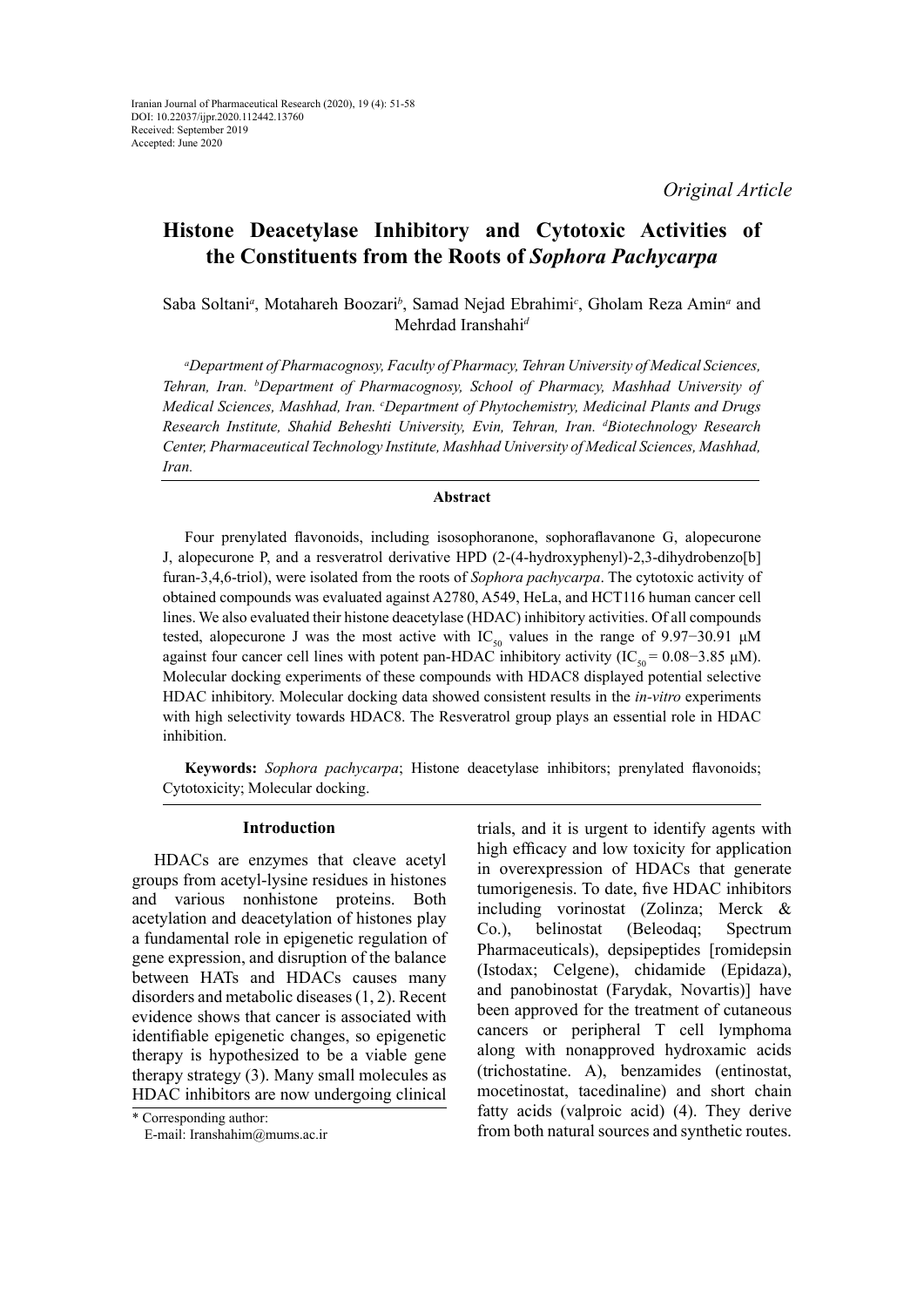Iranian Journal of Pharmaceutical Research (2020), 19 (4): 51-58
DOI: 10.22037/ijpr.2020.112442.13760
Received: September 2019
Accepted: June 2020

*Original Article*

# Histone Deacetylase Inhibitory and Cytotoxic Activities of the Constituents from the Roots of *Sophora Pachycarpa*

Saba Soltani[a], Motahareh Boozari[b], Samad Nejad Ebrahimi[c], Gholam Reza Amin[a] and Mehrdad Iranshahi[d]

*[a]Department of Pharmacognosy, Faculty of Pharmacy, Tehran University of Medical Sciences, Tehran, Iran. [b]Department of Pharmacognosy, School of Pharmacy, Mashhad University of Medical Sciences, Mashhad, Iran. [c]Department of Phytochemistry, Medicinal Plants and Drugs Research Institute, Shahid Beheshti University, Evin, Tehran, Iran. [d]Biotechnology Research Center, Pharmaceutical Technology Institute, Mashhad University of Medical Sciences, Mashhad, Iran.*

## Abstract

Four prenylated flavonoids, including isosophoranone, sophoraflavanone G, alopecurone J, alopecurone P, and a resveratrol derivative HPD (2-(4-hydroxyphenyl)-2,3-dihydrobenzo[b] furan-3,4,6-triol), were isolated from the roots of *Sophora pachycarpa*. The cytotoxic activity of obtained compounds was evaluated against A2780, A549, HeLa, and HCT116 human cancer cell lines. We also evaluated their histone deacetylase (HDAC) inhibitory activities. Of all compounds tested, alopecurone J was the most active with $IC_{50}$ values in the range of 9.97−30.91 μM against four cancer cell lines with potent pan-HDAC inhibitory activity ($IC_{50}$ = 0.08−3.85 μM). Molecular docking experiments of these compounds with HDAC8 displayed potential selective HDAC inhibitory. Molecular docking data showed consistent results in the *in-vitro* experiments with high selectivity towards HDAC8. The Resveratrol group plays an essential role in HDAC inhibition.

**Keywords:** *Sophora pachycarpa*; Histone deacetylase inhibitors; prenylated flavonoids; Cytotoxicity; Molecular docking.

## Introduction

HDACs are enzymes that cleave acetyl groups from acetyl-lysine residues in histones and various nonhistone proteins. Both acetylation and deacetylation of histones play a fundamental role in epigenetic regulation of gene expression, and disruption of the balance between HATs and HDACs causes many disorders and metabolic diseases (1, 2). Recent evidence shows that cancer is associated with identifiable epigenetic changes, so epigenetic therapy is hypothesized to be a viable gene therapy strategy (3). Many small molecules as HDAC inhibitors are now undergoing clinical trials, and it is urgent to identify agents with high efficacy and low toxicity for application in overexpression of HDACs that generate tumorigenesis. To date, five HDAC inhibitors including vorinostat (Zolinza; Merck & Co.), belinostat (Beleodaq; Spectrum Pharmaceuticals), depsipeptides [romidepsin (Istodax; Celgene), chidamide (Epidaza), and panobinostat (Farydak, Novartis)] have been approved for the treatment of cutaneous cancers or peripheral T cell lymphoma along with nonapproved hydroxamic acids (trichostatine. A), benzamides (entinostat, mocetinostat, tacedinaline) and short chain fatty acids (valproic acid) (4). They derive from both natural sources and synthetic routes.

\* Corresponding author:
E-mail: Iranshahim@mums.ac.ir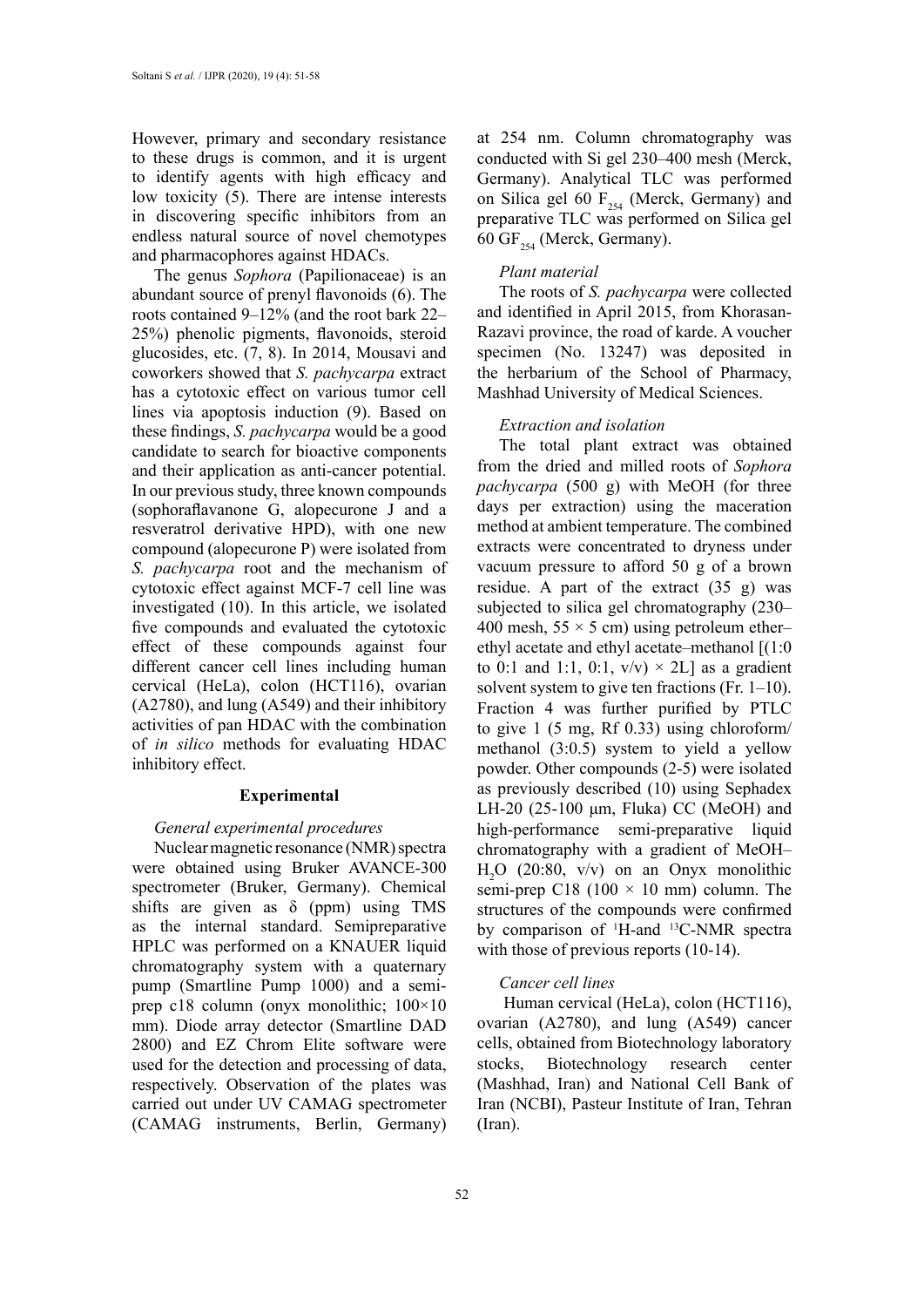However, primary and secondary resistance to these drugs is common, and it is urgent to identify agents with high efficacy and low toxicity (5). There are intense interests in discovering specific inhibitors from an endless natural source of novel chemotypes and pharmacophores against HDACs.

The genus *Sophora* (Papilionaceae) is an abundant source of prenyl flavonoids (6). The roots contained 9–12% (and the root bark 22–25%) phenolic pigments, flavonoids, steroid glucosides, etc. (7, 8). In 2014, Mousavi and coworkers showed that *S. pachycarpa* extract has a cytotoxic effect on various tumor cell lines via apoptosis induction (9). Based on these findings, *S. pachycarpa* would be a good candidate to search for bioactive components and their application as anti-cancer potential. In our previous study, three known compounds (sophoraflavanone G, alopecurone J and a resveratrol derivative HPD), with one new compound (alopecurone P) were isolated from *S. pachycarpa* root and the mechanism of cytotoxic effect against MCF-7 cell line was investigated (10). In this article, we isolated five compounds and evaluated the cytotoxic effect of these compounds against four different cancer cell lines including human cervical (HeLa), colon (HCT116), ovarian (A2780), and lung (A549) and their inhibitory activities of pan HDAC with the combination of *in silico* methods for evaluating HDAC inhibitory effect.

## Experimental

### *General experimental procedures*

Nuclear magnetic resonance (NMR) spectra were obtained using Bruker AVANCE-300 spectrometer (Bruker, Germany). Chemical shifts are given as δ (ppm) using TMS as the internal standard. Semipreparative HPLC was performed on a KNAUER liquid chromatography system with a quaternary pump (Smartline Pump 1000) and a semi-prep c18 column (onyx monolithic; 100×10 mm). Diode array detector (Smartline DAD 2800) and EZ Chrom Elite software were used for the detection and processing of data, respectively. Observation of the plates was carried out under UV CAMAG spectrometer (CAMAG instruments, Berlin, Germany) at 254 nm. Column chromatography was conducted with Si gel 230–400 mesh (Merck, Germany). Analytical TLC was performed on Silica gel 60 $F_{254}$ (Merck, Germany) and preparative TLC was performed on Silica gel 60 $GF_{254}$ (Merck, Germany).

### *Plant material*

The roots of *S. pachycarpa* were collected and identified in April 2015, from Khorasan-Razavi province, the road of karde. A voucher specimen (No. 13247) was deposited in the herbarium of the School of Pharmacy, Mashhad University of Medical Sciences.

### *Extraction and isolation*

The total plant extract was obtained from the dried and milled roots of *Sophora pachycarpa* (500 g) with MeOH (for three days per extraction) using the maceration method at ambient temperature. The combined extracts were concentrated to dryness under vacuum pressure to afford 50 g of a brown residue. A part of the extract (35 g) was subjected to silica gel chromatography (230–400 mesh, 55 × 5 cm) using petroleum ether–ethyl acetate and ethyl acetate–methanol [(1:0 to 0:1 and 1:1, 0:1, v/v) × 2L] as a gradient solvent system to give ten fractions (Fr. 1–10). Fraction 4 was further purified by PTLC to give 1 (5 mg, Rf 0.33) using chloroform/methanol (3:0.5) system to yield a yellow powder. Other compounds (2-5) were isolated as previously described (10) using Sephadex LH-20 (25-100 µm, Fluka) CC (MeOH) and high-performance semi-preparative liquid chromatography with a gradient of MeOH–$H_2O$ (20:80, v/v) on an Onyx monolithic semi-prep C18 (100 × 10 mm) column. The structures of the compounds were confirmed by comparison of $^1$H-and $^{13}$C-NMR spectra with those of previous reports (10-14).

### *Cancer cell lines*

Human cervical (HeLa), colon (HCT116), ovarian (A2780), and lung (A549) cancer cells, obtained from Biotechnology laboratory stocks, Biotechnology research center (Mashhad, Iran) and National Cell Bank of Iran (NCBI), Pasteur Institute of Iran, Tehran (Iran).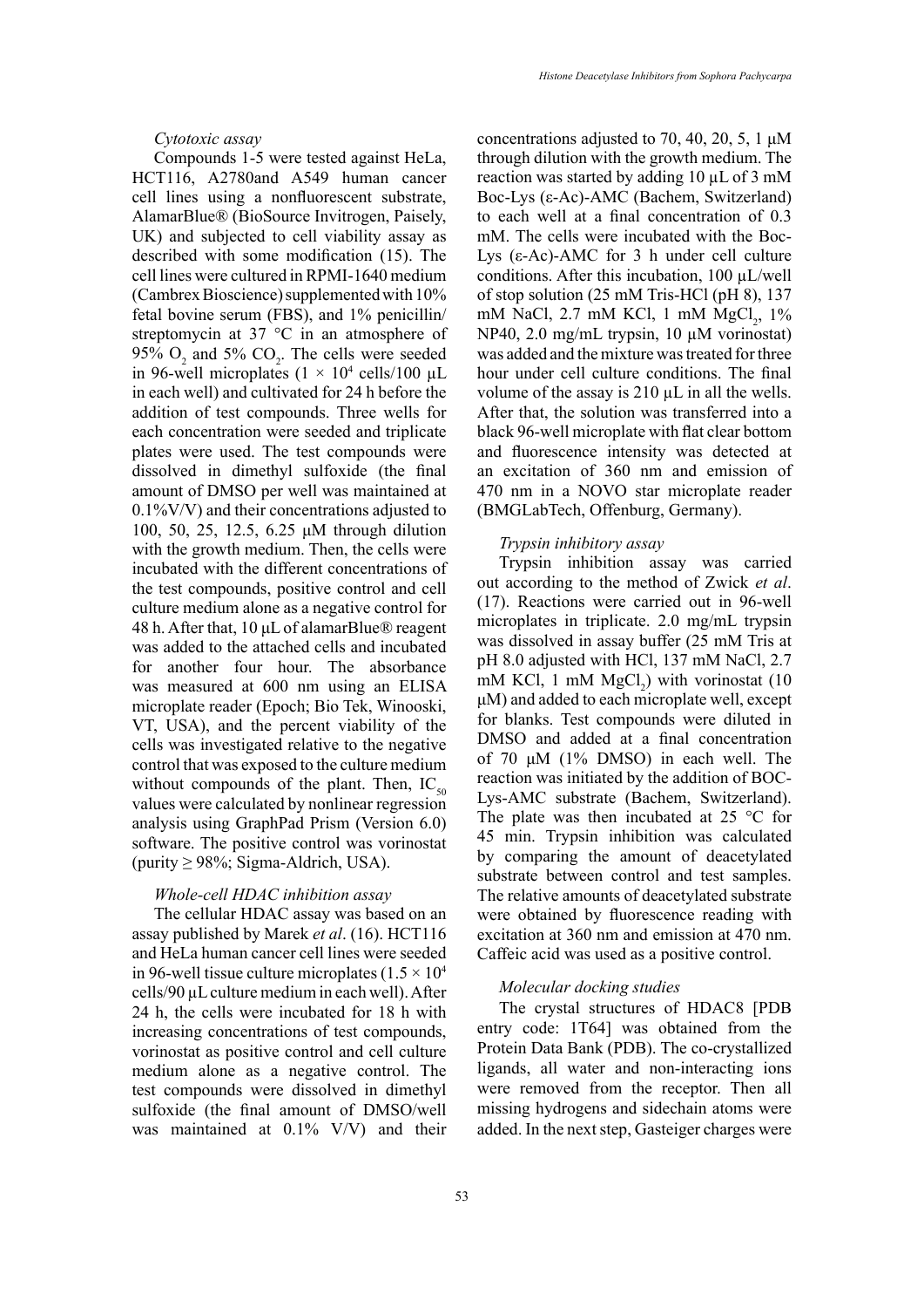### *Cytotoxic assay*

Compounds 1-5 were tested against HeLa, HCT116, A2780and A549 human cancer cell lines using a nonfluorescent substrate, AlamarBlue® (BioSource Invitrogen, Paisely, UK) and subjected to cell viability assay as described with some modification (15). The cell lines were cultured in RPMI-1640 medium (Cambrex Bioscience) supplemented with 10% fetal bovine serum (FBS), and 1% penicillin/streptomycin at 37 °C in an atmosphere of 95% $O_2$ and 5% $CO_2$. The cells were seeded in 96-well microplates ($1 \times 10^4$ cells/100 µL in each well) and cultivated for 24 h before the addition of test compounds. Three wells for each concentration were seeded and triplicate plates were used. The test compounds were dissolved in dimethyl sulfoxide (the final amount of DMSO per well was maintained at 0.1%V/V) and their concentrations adjusted to 100, 50, 25, 12.5, 6.25 µM through dilution with the growth medium. Then, the cells were incubated with the different concentrations of the test compounds, positive control and cell culture medium alone as a negative control for 48 h. After that, 10 µL of alamarBlue® reagent was added to the attached cells and incubated for another four hour. The absorbance was measured at 600 nm using an ELISA microplate reader (Epoch; Bio Tek, Winooski, VT, USA), and the percent viability of the cells was investigated relative to the negative control that was exposed to the culture medium without compounds of the plant. Then, $IC_{50}$ values were calculated by nonlinear regression analysis using GraphPad Prism (Version 6.0) software. The positive control was vorinostat (purity ≥ 98%; Sigma-Aldrich, USA).

### *Whole-cell HDAC inhibition assay*

The cellular HDAC assay was based on an assay published by Marek *et al*. (16). HCT116 and HeLa human cancer cell lines were seeded in 96-well tissue culture microplates ($1.5 \times 10^4$ cells/90 µL culture medium in each well). After 24 h, the cells were incubated for 18 h with increasing concentrations of test compounds, vorinostat as positive control and cell culture medium alone as a negative control. The test compounds were dissolved in dimethyl sulfoxide (the final amount of DMSO/well was maintained at 0.1% V/V) and their concentrations adjusted to 70, 40, 20, 5, 1 µM through dilution with the growth medium. The reaction was started by adding 10 µL of 3 mM Boc-Lys (ε-Ac)-AMC (Bachem, Switzerland) to each well at a final concentration of 0.3 mM. The cells were incubated with the Boc-Lys (ε-Ac)-AMC for 3 h under cell culture conditions. After this incubation, 100 µL/well of stop solution (25 mM Tris-HCl (pH 8), 137 mM NaCl, 2.7 mM KCl, 1 mM $MgCl_2$, 1% NP40, 2.0 mg/mL trypsin, 10 µM vorinostat) was added and the mixture was treated for three hour under cell culture conditions. The final volume of the assay is 210 µL in all the wells. After that, the solution was transferred into a black 96-well microplate with flat clear bottom and fluorescence intensity was detected at an excitation of 360 nm and emission of 470 nm in a NOVO star microplate reader (BMGLabTech, Offenburg, Germany).

### *Trypsin inhibitory assay*

Trypsin inhibition assay was carried out according to the method of Zwick *et al*. (17). Reactions were carried out in 96-well microplates in triplicate. 2.0 mg/mL trypsin was dissolved in assay buffer (25 mM Tris at pH 8.0 adjusted with HCl, 137 mM NaCl, 2.7 mM KCl, 1 mM $MgCl_2$) with vorinostat (10 µM) and added to each microplate well, except for blanks. Test compounds were diluted in DMSO and added at a final concentration of 70 µM (1% DMSO) in each well. The reaction was initiated by the addition of BOC-Lys-AMC substrate (Bachem, Switzerland). The plate was then incubated at 25 °C for 45 min. Trypsin inhibition was calculated by comparing the amount of deacetylated substrate between control and test samples. The relative amounts of deacetylated substrate were obtained by fluorescence reading with excitation at 360 nm and emission at 470 nm. Caffeic acid was used as a positive control.

### *Molecular docking studies*

The crystal structures of HDAC8 [PDB entry code: 1T64] was obtained from the Protein Data Bank (PDB). The co-crystallized ligands, all water and non-interacting ions were removed from the receptor. Then all missing hydrogens and sidechain atoms were added. In the next step, Gasteiger charges were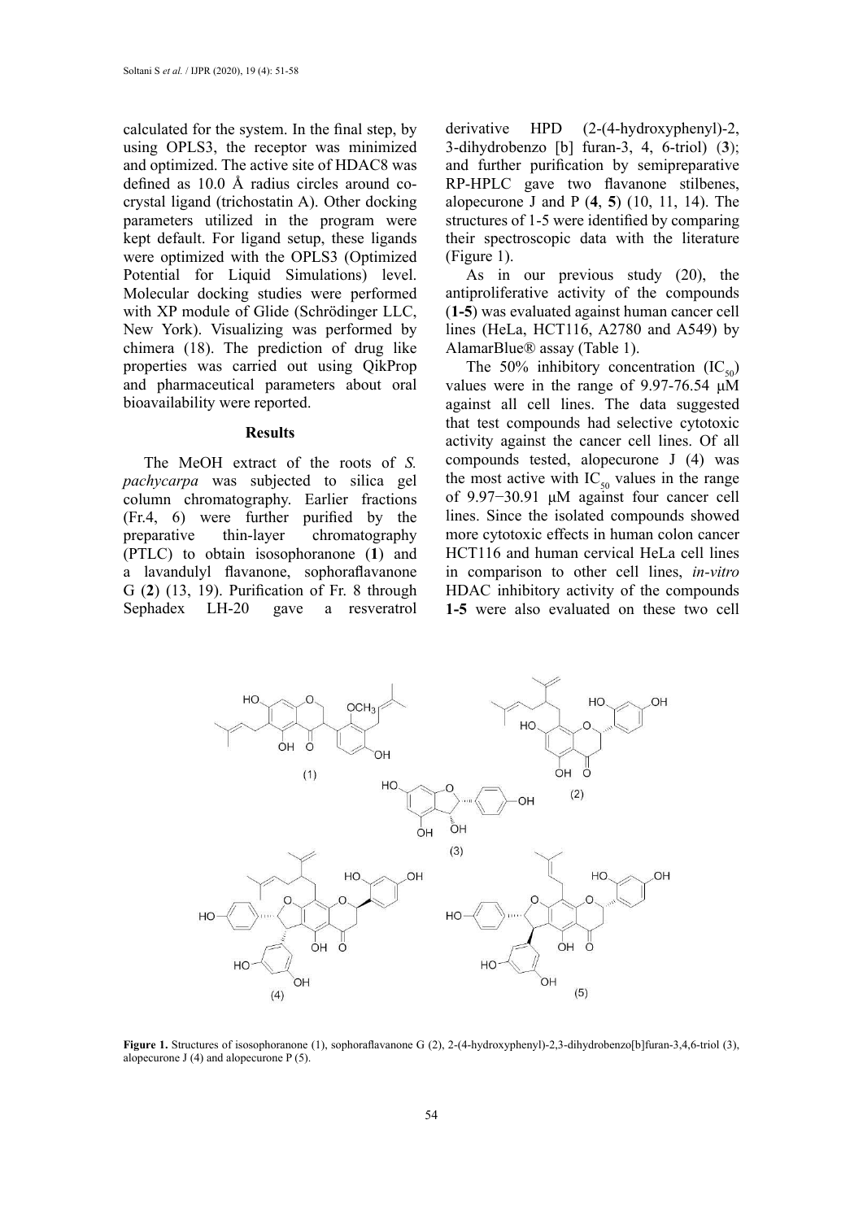calculated for the system. In the final step, by using OPLS3, the receptor was minimized and optimized. The active site of HDAC8 was defined as 10.0 Å radius circles around co-crystal ligand (trichostatin A). Other docking parameters utilized in the program were kept default. For ligand setup, these ligands were optimized with the OPLS3 (Optimized Potential for Liquid Simulations) level. Molecular docking studies were performed with XP module of Glide (Schrödinger LLC, New York). Visualizing was performed by chimera (18). The prediction of drug like properties was carried out using QikProp and pharmaceutical parameters about oral bioavailability were reported.

## Results

The MeOH extract of the roots of *S. pachycarpa* was subjected to silica gel column chromatography. Earlier fractions (Fr.4, 6) were further purified by the preparative thin-layer chromatography (PTLC) to obtain isosophoranone (**1**) and a lavandulyl flavanone, sophoraflavanone G (**2**) (13, 19). Purification of Fr. 8 through Sephadex LH-20 gave a resveratrol derivative HPD (2-(4-hydroxyphenyl)-2, 3-dihydrobenzo [b] furan-3, 4, 6-triol) (**3**); and further purification by semipreparative RP-HPLC gave two flavanone stilbenes, alopecurone J and P (**4**, **5**) (10, 11, 14). The structures of 1-5 were identified by comparing their spectroscopic data with the literature (Figure 1).

As in our previous study (20), the antiproliferative activity of the compounds (**1-5**) was evaluated against human cancer cell lines (HeLa, HCT116, A2780 and A549) by AlamarBlue® assay (Table 1).

The 50% inhibitory concentration ($IC_{50}$) values were in the range of 9.97-76.54 μM against all cell lines. The data suggested that test compounds had selective cytotoxic activity against the cancer cell lines. Of all compounds tested, alopecurone J (4) was the most active with $IC_{50}$ values in the range of 9.97−30.91 μM against four cancer cell lines. Since the isolated compounds showed more cytotoxic effects in human colon cancer HCT116 and human cervical HeLa cell lines in comparison to other cell lines, *in-vitro* HDAC inhibitory activity of the compounds **1-5** were also evaluated on these two cell

**Figure 1.** Structures of isosophoranone (1), sophoraflavanone G (2), 2-(4-hydroxyphenyl)-2,3-dihydrobenzo[b]furan-3,4,6-triol (3), alopecurone J (4) and alopecurone P (5).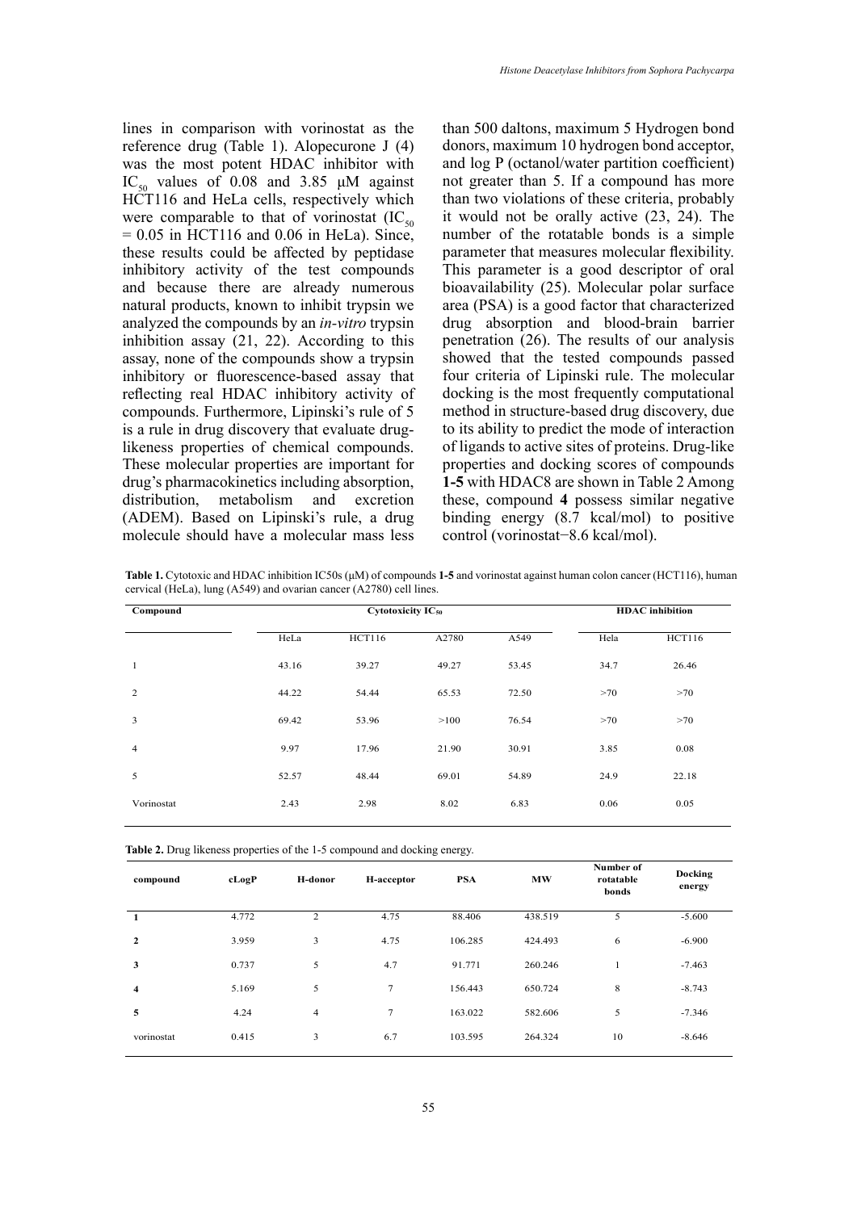lines in comparison with vorinostat as the reference drug (Table 1). Alopecurone J (4) was the most potent HDAC inhibitor with $IC_{50}$ values of 0.08 and 3.85 μM against HCT116 and HeLa cells, respectively which were comparable to that of vorinostat ($IC_{50}$ = 0.05 in HCT116 and 0.06 in HeLa). Since, these results could be affected by peptidase inhibitory activity of the test compounds and because there are already numerous natural products, known to inhibit trypsin we analyzed the compounds by an *in-vitro* trypsin inhibition assay (21, 22). According to this assay, none of the compounds show a trypsin inhibitory or fluorescence-based assay that reflecting real HDAC inhibitory activity of compounds. Furthermore, Lipinski's rule of 5 is a rule in drug discovery that evaluate drug-likeness properties of chemical compounds. These molecular properties are important for drug's pharmacokinetics including absorption, distribution, metabolism and excretion (ADEM). Based on Lipinski's rule, a drug molecule should have a molecular mass less than 500 daltons, maximum 5 Hydrogen bond donors, maximum 10 hydrogen bond acceptor, and log P (octanol/water partition coefficient) not greater than 5. If a compound has more than two violations of these criteria, probably it would not be orally active (23, 24). The number of the rotatable bonds is a simple parameter that measures molecular flexibility. This parameter is a good descriptor of oral bioavailability (25). Molecular polar surface area (PSA) is a good factor that characterized drug absorption and blood-brain barrier penetration (26). The results of our analysis showed that the tested compounds passed four criteria of Lipinski rule. The molecular docking is the most frequently computational method in structure-based drug discovery, due to its ability to predict the mode of interaction of ligands to active sites of proteins. Drug-like properties and docking scores of compounds **1-5** with HDAC8 are shown in Table 2 Among these, compound **4** possess similar negative binding energy (8.7 kcal/mol) to positive control (vorinostat−8.6 kcal/mol).

**Table 1.** Cytotoxic and HDAC inhibition IC50s (μM) of compounds **1-5** and vorinostat against human colon cancer (HCT116), human cervical (HeLa), lung (A549) and ovarian cancer (A2780) cell lines.

| Compound | Cytotoxicity $IC_{50}$ | | | | HDAC inhibition | |
|---|---|---|---|---|---|---|
| | HeLa | HCT116 | A2780 | A549 | Hela | HCT116 |
| 1 | 43.16 | 39.27 | 49.27 | 53.45 | 34.7 | 26.46 |
| 2 | 44.22 | 54.44 | 65.53 | 72.50 | >70 | >70 |
| 3 | 69.42 | 53.96 | >100 | 76.54 | >70 | >70 |
| 4 | 9.97 | 17.96 | 21.90 | 30.91 | 3.85 | 0.08 |
| 5 | 52.57 | 48.44 | 69.01 | 54.89 | 24.9 | 22.18 |
| Vorinostat | 2.43 | 2.98 | 8.02 | 6.83 | 0.06 | 0.05 |

**Table 2.** Drug likeness properties of the 1-5 compound and docking energy.

| compound | cLogP | H-donor | H-acceptor | PSA | MW | Number of rotatable bonds | Docking energy |
|---|---|---|---|---|---|---|---|
| **1** | 4.772 | 2 | 4.75 | 88.406 | 438.519 | 5 | -5.600 |
| **2** | 3.959 | 3 | 4.75 | 106.285 | 424.493 | 6 | -6.900 |
| **3** | 0.737 | 5 | 4.7 | 91.771 | 260.246 | 1 | -7.463 |
| **4** | 5.169 | 5 | 7 | 156.443 | 650.724 | 8 | -8.743 |
| **5** | 4.24 | 4 | 7 | 163.022 | 582.606 | 5 | -7.346 |
| vorinostat | 0.415 | 3 | 6.7 | 103.595 | 264.324 | 10 | -8.646 |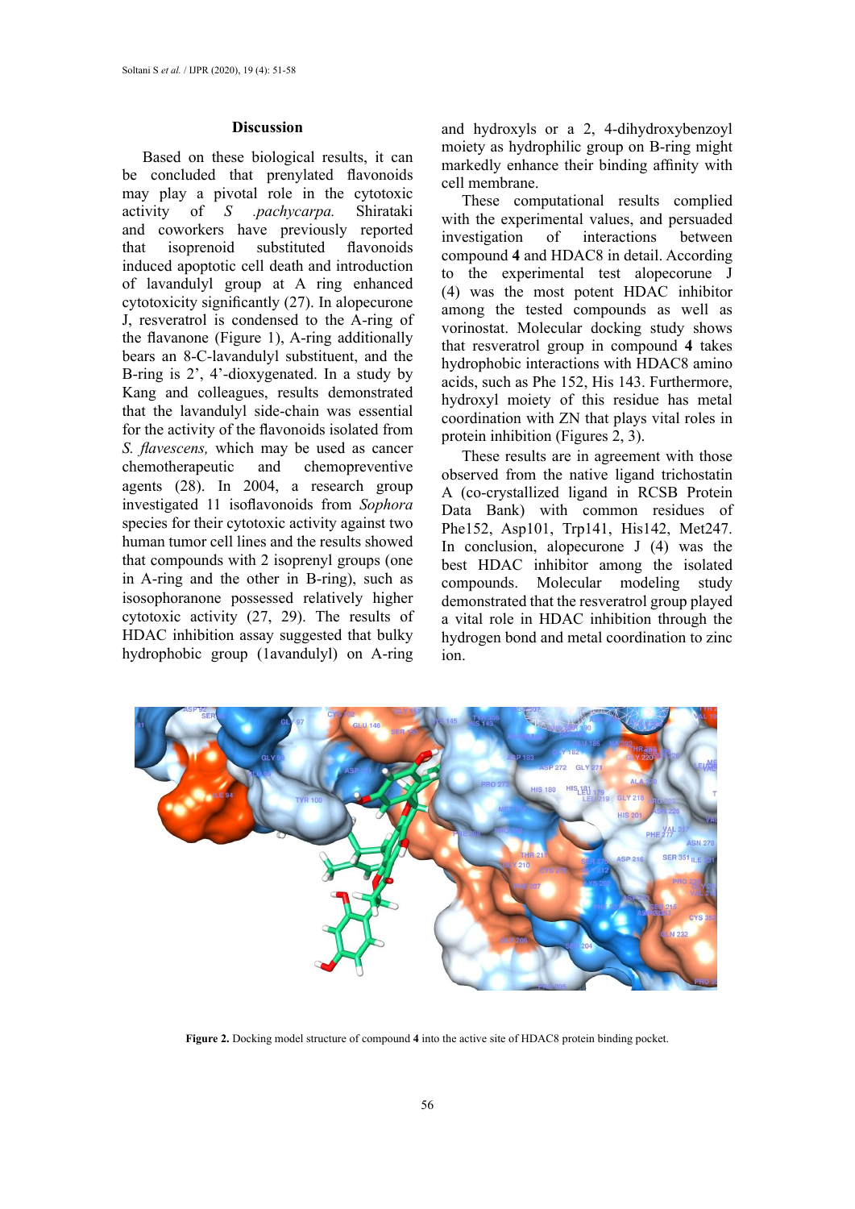## Discussion

Based on these biological results, it can be concluded that prenylated flavonoids may play a pivotal role in the cytotoxic activity of *S .pachycarpa.* Shiirataki and coworkers have previously reported that isoprenoid substituted flavonoids induced apoptotic cell death and introduction of lavandulyl group at A ring enhanced cytotoxicity significantly (27). In alopecurone J, resveratrol is condensed to the A-ring of the flavanone (Figure 1), A-ring additionally bears an 8-C-lavandulyl substituent, and the B-ring is 2', 4'-dioxygenated. In a study by Kang and colleagues, results demonstrated that the lavandulyl side-chain was essential for the activity of the flavonoids isolated from *S. flavescens,* which may be used as cancer chemotherapeutic and chemopreventive agents (28). In 2004, a research group investigated 11 isoflavonoids from *Sophora* species for their cytotoxic activity against two human tumor cell lines and the results showed that compounds with 2 isoprenyl groups (one in A-ring and the other in B-ring), such as isosophoranone possessed relatively higher cytotoxic activity (27, 29). The results of HDAC inhibition assay suggested that bulky hydrophobic group (1avandulyl) on A-ring and hydroxyls or a 2, 4-dihydroxybenzoyl moiety as hydrophilic group on B-ring might markedly enhance their binding affinity with cell membrane.

These computational results complied with the experimental values, and persuaded investigation of interactions between compound **4** and HDAC8 in detail. According to the experimental test alopecurone J (4) was the most potent HDAC inhibitor among the tested compounds as well as vorinostat. Molecular docking study shows that resveratrol group in compound **4** takes hydrophobic interactions with HDAC8 amino acids, such as Phe 152, His 143. Furthermore, hydroxyl moiety of this residue has metal coordination with ZN that plays vital roles in protein inhibition (Figures 2, 3).

These results are in agreement with those observed from the native ligand trichostatin A (co-crystallized ligand in RCSB Protein Data Bank) with common residues of Phe152, Asp101, Trp141, His142, Met247. In conclusion, alopecurone J (4) was the best HDAC inhibitor among the isolated compounds. Molecular modeling study demonstrated that the resveratrol group played a vital role in HDAC inhibition through the hydrogen bond and metal coordination to zinc ion.

**Figure 2.** Docking model structure of compound **4** into the active site of HDAC8 protein binding pocket.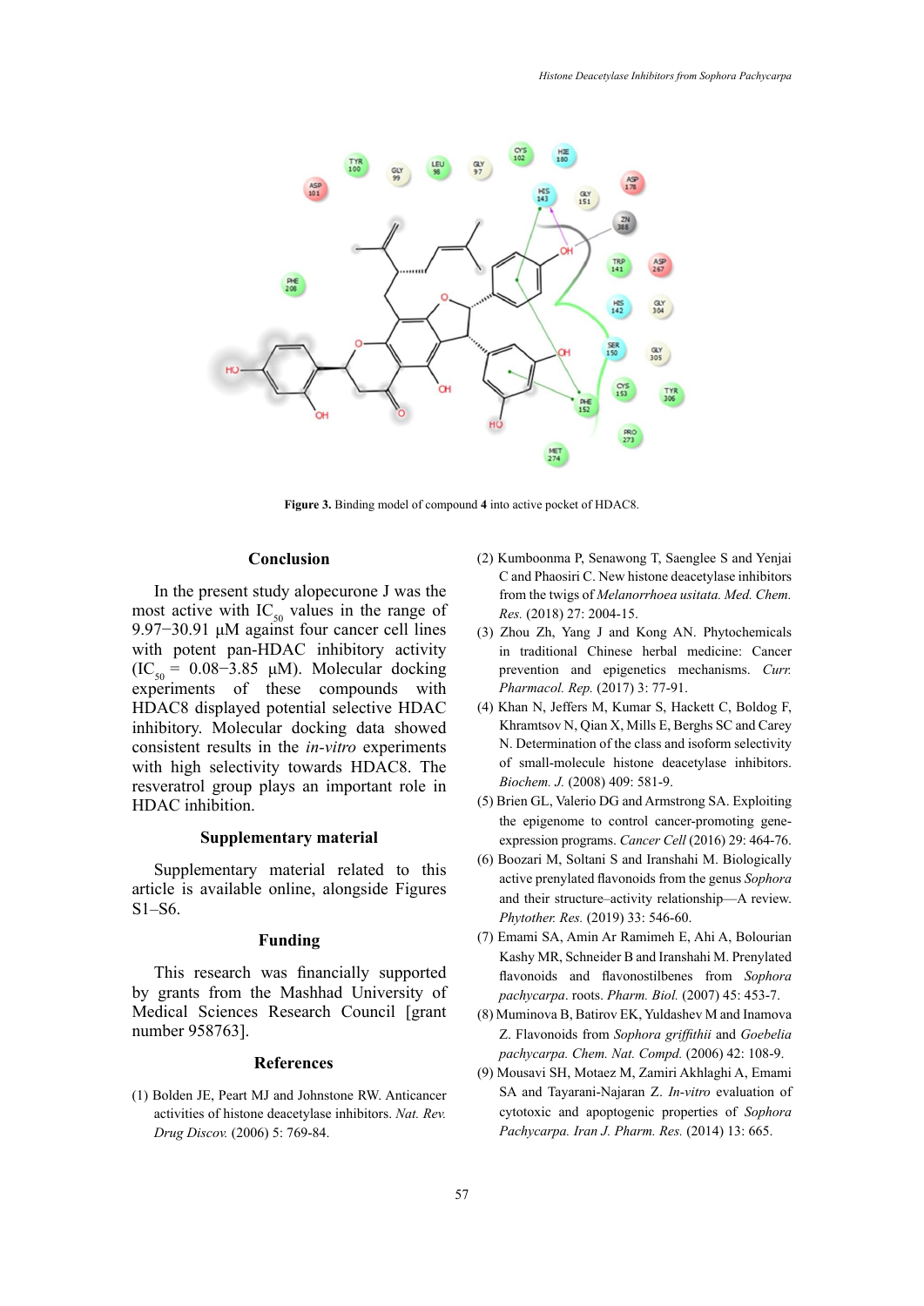**Figure 3.** Binding model of compound **4** into active pocket of HDAC8.

## Conclusion

In the present study alopecurone J was the most active with $IC_{50}$ values in the range of 9.97−30.91 μM against four cancer cell lines with potent pan-HDAC inhibitory activity ($IC_{50}$ = 0.08−3.85 μM). Molecular docking experiments of these compounds with HDAC8 displayed potential selective HDAC inhibitory. Molecular docking data showed consistent results in the *in-vitro* experiments with high selectivity towards HDAC8. The resveratrol group plays an important role in HDAC inhibition.

## Supplementary material

Supplementary material related to this article is available online, alongside Figures S1–S6.

## Funding

This research was financially supported by grants from the Mashhad University of Medical Sciences Research Council [grant number 958763].

## References

(1) Bolden JE, Peart MJ and Johnstone RW. Anticancer activities of histone deacetylase inhibitors. *Nat. Rev. Drug Discov.* (2006) 5: 769-84.

(2) Kumboonma P, Senawong T, Saenglee S and Yenjai C and Phaosiri C. New histone deacetylase inhibitors from the twigs of *Melanorrhoea usitata. Med. Chem. Res.* (2018) 27: 2004-15.

(3) Zhou Zh, Yang J and Kong AN. Phytochemicals in traditional Chinese herbal medicine: Cancer prevention and epigenetics mechanisms. *Curr. Pharmacol. Rep.* (2017) 3: 77-91.

(4) Khan N, Jeffers M, Kumar S, Hackett C, Boldog F, Khramtsov N, Qian X, Mills E, Berghs SC and Carey N. Determination of the class and isoform selectivity of small-molecule histone deacetylase inhibitors. *Biochem. J.* (2008) 409: 581-9.

(5) Brien GL, Valerio DG and Armstrong SA. Exploiting the epigenome to control cancer-promoting gene-expression programs. *Cancer Cell* (2016) 29: 464-76.

(6) Boozari M, Soltani S and Iranshahi M. Biologically active prenylated flavonoids from the genus *Sophora* and their structure–activity relationship—A review. *Phytother. Res.* (2019) 33: 546-60.

(7) Emami SA, Amin Ar Ramimeh E, Ahi A, Bolourian Kashy MR, Schneider B and Iranshahi M. Prenylated flavonoids and flavonostilbenes from *Sophora pachycarpa*. roots. *Pharm. Biol.* (2007) 45: 453-7.

(8) Muminova B, Batirov EK, Yuldashev M and Inamova Z. Flavonoids from *Sophora griffithii* and *Goebelia pachycarpa. Chem. Nat. Compd.* (2006) 42: 108-9.

(9) Mousavi SH, Motaez M, Zamiri Akhlaghi A, Emami SA and Tayarani-Najaran Z. *In-vitro* evaluation of cytotoxic and apoptogenic properties of *Sophora Pachycarpa. Iran J. Pharm. Res.* (2014) 13: 665.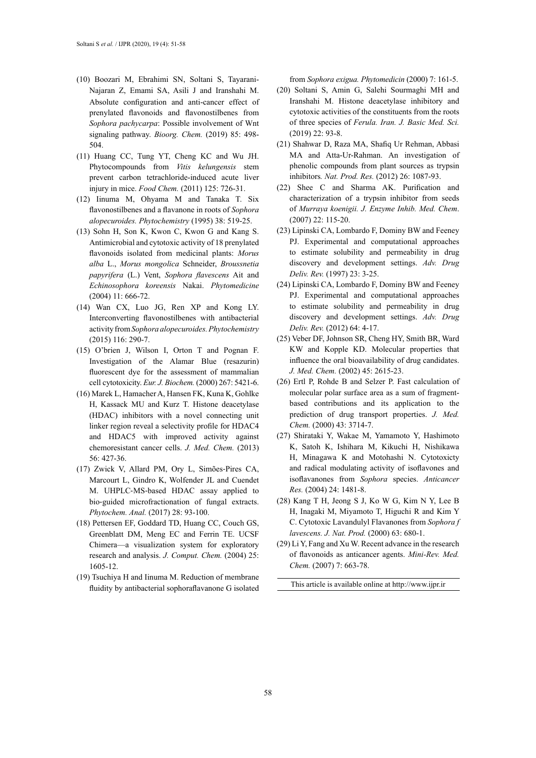(10) Boozari M, Ebrahimi SN, Soltani S, Tayarani-Najaran Z, Emami SA, Asili J and Iranshahi M. Absolute configuration and anti-cancer effect of prenylated flavonoids and flavonostilbenes from *Sophora pachycarpa*: Possible involvement of Wnt signaling pathway. *Bioorg. Chem.* (2019) 85: 498-504.

(11) Huang CC, Tung YT, Cheng KC and Wu JH. Phytocompounds from *Vitis kelungensis* stem prevent carbon tetrachloride-induced acute liver injury in mice. *Food Chem.* (2011) 125: 726-31.

(12) Iinuma M, Ohyama M and Tanaka T. Six flavonostilbenes and a flavanone in roots of *Sophora alopecuroides. Phytochemistry* (1995) 38: 519-25.

(13) Sohn H, Son K, Kwon C, Kwon G and Kang S. Antimicrobial and cytotoxic activity of 18 prenylated flavonoids isolated from medicinal plants: *Morus alba* L., *Morus mongolica* Schneider, *Broussnetia papyrifera* (L.) Vent, *Sophora flavescens* Ait and *Echinosophora koreensis* Nakai. *Phytomedicine* (2004) 11: 666-72.

(14) Wan CX, Luo JG, Ren XP and Kong LY. Interconverting flavonostilbenes with antibacterial activity from *Sophora alopecuroides. Phytochemistry* (2015) 116: 290-7.

(15) O'brien J, Wilson I, Orton T and Pognan F. Investigation of the Alamar Blue (resazurin) fluorescent dye for the assessment of mammalian cell cytotoxicity. *Eur. J. Biochem.* (2000) 267: 5421-6.

(16) Marek L, Hamacher A, Hansen FK, Kuna K, Gohlke H, Kassack MU and Kurz T. Histone deacetylase (HDAC) inhibitors with a novel connecting unit linker region reveal a selectivity profile for HDAC4 and HDAC5 with improved activity against chemoresistant cancer cells. *J. Med. Chem.* (2013) 56: 427-36.

(17) Zwick V, Allard PM, Ory L, Simões‐Pires CA, Marcourt L, Gindro K, Wolfender JL and Cuendet M. UHPLC‐MS‐based HDAC assay applied to bio‐guided microfractionation of fungal extracts. *Phytochem. Anal.* (2017) 28: 93-100.

(18) Pettersen EF, Goddard TD, Huang CC, Couch GS, Greenblatt DM, Meng EC and Ferrin TE. UCSF Chimera—a visualization system for exploratory research and analysis. *J. Comput. Chem.* (2004) 25: 1605-12.

(19) Tsuchiya H and Iinuma M. Reduction of membrane fluidity by antibacterial sophoraflavanone G isolated from *Sophora exigua. Phytomedicin* (2000) 7: 161-5.

(20) Soltani S, Amin G, Salehi Sourmaghi MH and Iranshahi M. Histone deacetylase inhibitory and cytotoxic activities of the constituents from the roots of three species of *Ferula. Iran. J. Basic Med. Sci.* (2019) 22: 93-8.

(21) Shahwar D, Raza MA, Shafiq Ur Rehman, Abbasi MA and Atta-Ur-Rahman. An investigation of phenolic compounds from plant sources as trypsin inhibitors*. Nat. Prod. Res.* (2012) 26: 1087-93.

(22) Shee C and Sharma AK. Purification and characterization of a trypsin inhibitor from seeds of *Murraya koenigii. J. Enzyme Inhib. Med. Chem*. (2007) 22: 115-20.

(23) Lipinski CA, Lombardo F, Dominy BW and Feeney PJ. Experimental and computational approaches to estimate solubility and permeability in drug discovery and development settings. *Adv. Drug Deliv. Rev.* (1997) 23: 3-25.

(24) Lipinski CA, Lombardo F, Dominy BW and Feeney PJ. Experimental and computational approaches to estimate solubility and permeability in drug discovery and development settings. *Adv. Drug Deliv. Rev.* (2012) 64: 4-17.

(25) Veber DF, Johnson SR, Cheng HY, Smith BR, Ward KW and Kopple KD. Molecular properties that influence the oral bioavailability of drug candidates. *J. Med. Chem.* (2002) 45: 2615-23.

(26) Ertl P, Rohde B and Selzer P. Fast calculation of molecular polar surface area as a sum of fragment-based contributions and its application to the prediction of drug transport properties. *J. Med. Chem.* (2000) 43: 3714-7.

(27) Shirataki Y, Wakae M, Yamamoto Y, Hashimoto K, Satoh K, Ishihara M, Kikuchi H, Nishikawa H, Minagawa K and Motohashi N. Cytotoxicty and radical modulating activity of isoflavones and isoflavanones from *Sophora* species. *Anticancer Res.* (2004) 24: 1481-8.

(28) Kang T H, Jeong S J, Ko W G, Kim N Y, Lee B H, Inagaki M, Miyamoto T, Higuchi R and Kim Y C. Cytotoxic Lavandulyl Flavanones from *Sophora f lavescens. J. Nat. Prod.* (2000) 63: 680-1.

(29) Li Y, Fang and Xu W. Recent advance in the research of flavonoids as anticancer agents. *Mini-Rev. Med. Chem.* (2007) 7: 663-78.

This article is available online at http://www.ijpr.ir